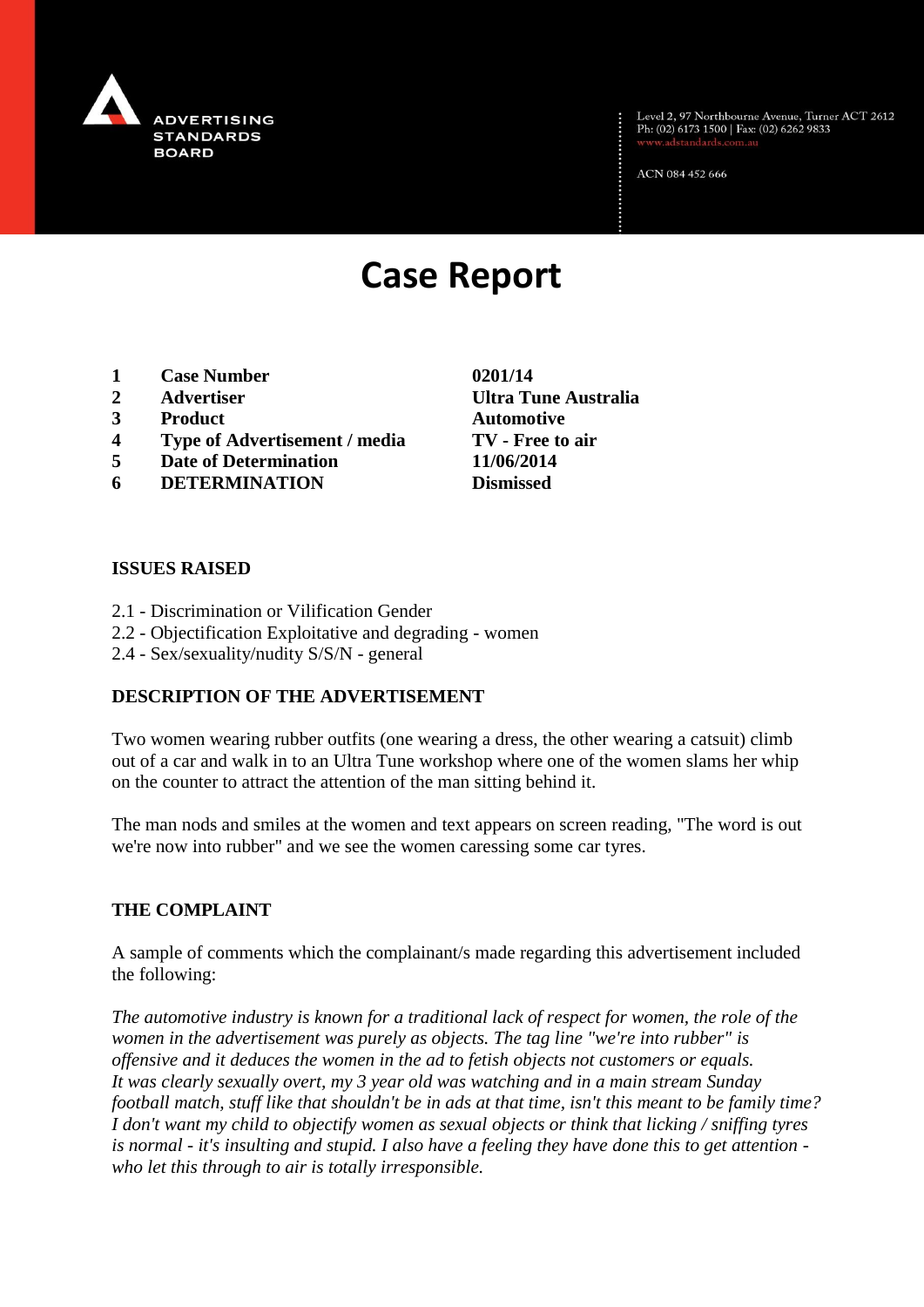ADVERTISING STANDARDS BOARD

Level 2, 97 Northbourne Avenue, Turner ACT 2612
Ph: (02) 6173 1500 | Fax: (02) 6262 9833
www.adstandards.com.au

ACN 084 452 666

# Case Report

| | | |
|---|---|---|
| **1** | **Case Number** | **0201/14** |
| **2** | **Advertiser** | **Ultra Tune Australia** |
| **3** | **Product** | **Automotive** |
| **4** | **Type of Advertisement / media** | **TV - Free to air** |
| **5** | **Date of Determination** | **11/06/2014** |
| **6** | **DETERMINATION** | **Dismissed** |

## ISSUES RAISED

2.1 - Discrimination or Vilification Gender
2.2 - Objectification Exploitative and degrading - women
2.4 - Sex/sexuality/nudity S/S/N - general

## DESCRIPTION OF THE ADVERTISEMENT

Two women wearing rubber outfits (one wearing a dress, the other wearing a catsuit) climb out of a car and walk in to an Ultra Tune workshop where one of the women slams her whip on the counter to attract the attention of the man sitting behind it.

The man nods and smiles at the women and text appears on screen reading, "The word is out we're now into rubber" and we see the women caressing some car tyres.

## THE COMPLAINT

A sample of comments which the complainant/s made regarding this advertisement included the following:

*The automotive industry is known for a traditional lack of respect for women, the role of the women in the advertisement was purely as objects. The tag line "we're into rubber" is offensive and it deduces the women in the ad to fetish objects not customers or equals. It was clearly sexually overt, my 3 year old was watching and in a main stream Sunday football match, stuff like that shouldn't be in ads at that time, isn't this meant to be family time? I don't want my child to objectify women as sexual objects or think that licking / sniffing tyres is normal - it's insulting and stupid. I also have a feeling they have done this to get attention - who let this through to air is totally irresponsible.*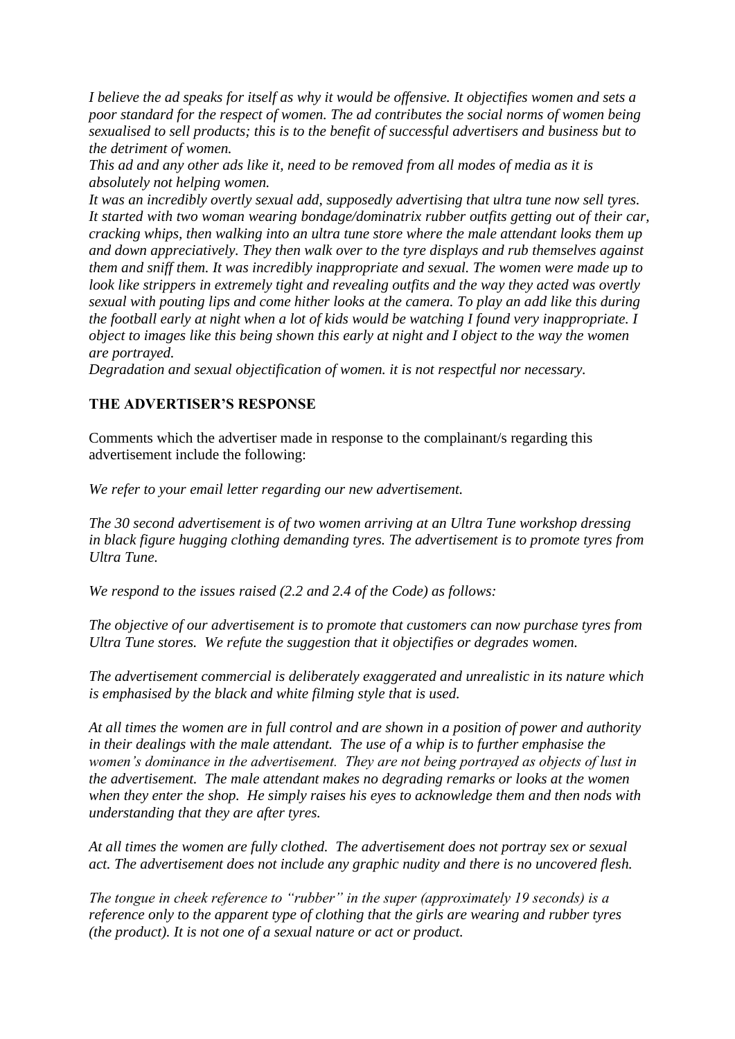*I believe the ad speaks for itself as why it would be offensive. It objectifies women and sets a poor standard for the respect of women. The ad contributes the social norms of women being sexualised to sell products; this is to the benefit of successful advertisers and business but to the detriment of women.*

*This ad and any other ads like it, need to be removed from all modes of media as it is absolutely not helping women.*

*It was an incredibly overtly sexual add, supposedly advertising that ultra tune now sell tyres. It started with two woman wearing bondage/dominatrix rubber outfits getting out of their car, cracking whips, then walking into an ultra tune store where the male attendant looks them up and down appreciatively. They then walk over to the tyre displays and rub themselves against them and sniff them. It was incredibly inappropriate and sexual. The women were made up to look like strippers in extremely tight and revealing outfits and the way they acted was overtly sexual with pouting lips and come hither looks at the camera. To play an add like this during the football early at night when a lot of kids would be watching I found very inappropriate. I object to images like this being shown this early at night and I object to the way the women are portrayed.*

*Degradation and sexual objectification of women. it is not respectful nor necessary.*

**THE ADVERTISER'S RESPONSE**

Comments which the advertiser made in response to the complainant/s regarding this advertisement include the following:

*We refer to your email letter regarding our new advertisement.*

*The 30 second advertisement is of two women arriving at an Ultra Tune workshop dressing in black figure hugging clothing demanding tyres. The advertisement is to promote tyres from Ultra Tune.*

*We respond to the issues raised (2.2 and 2.4 of the Code) as follows:*

*The objective of our advertisement is to promote that customers can now purchase tyres from Ultra Tune stores. We refute the suggestion that it objectifies or degrades women.*

*The advertisement commercial is deliberately exaggerated and unrealistic in its nature which is emphasised by the black and white filming style that is used.*

*At all times the women are in full control and are shown in a position of power and authority in their dealings with the male attendant. The use of a whip is to further emphasise the women's dominance in the advertisement. They are not being portrayed as objects of lust in the advertisement. The male attendant makes no degrading remarks or looks at the women when they enter the shop. He simply raises his eyes to acknowledge them and then nods with understanding that they are after tyres.*

*At all times the women are fully clothed. The advertisement does not portray sex or sexual act. The advertisement does not include any graphic nudity and there is no uncovered flesh.*

*The tongue in cheek reference to "rubber" in the super (approximately 19 seconds) is a reference only to the apparent type of clothing that the girls are wearing and rubber tyres (the product). It is not one of a sexual nature or act or product.*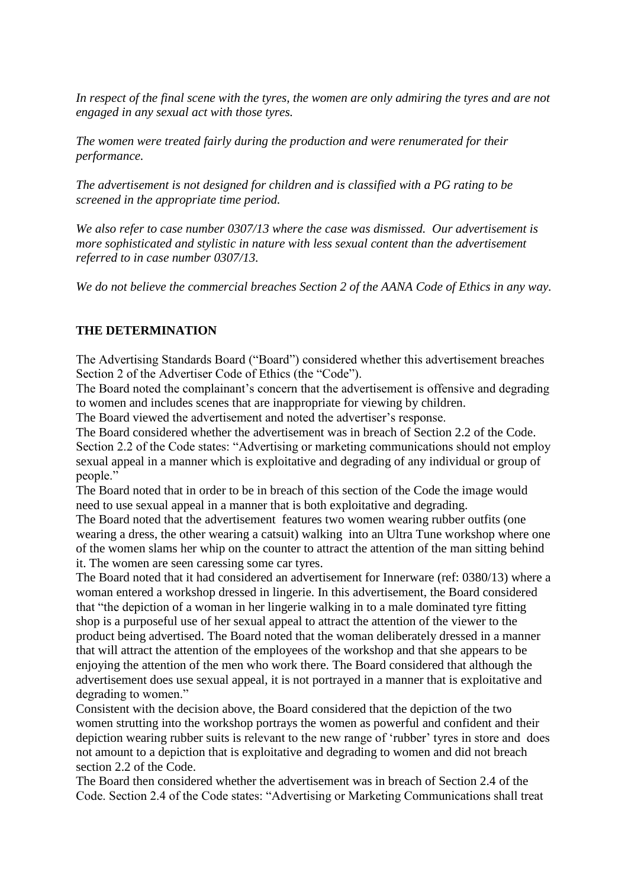*In respect of the final scene with the tyres, the women are only admiring the tyres and are not engaged in any sexual act with those tyres.*

*The women were treated fairly during the production and were renumerated for their performance.*

*The advertisement is not designed for children and is classified with a PG rating to be screened in the appropriate time period.*

*We also refer to case number 0307/13 where the case was dismissed. Our advertisement is more sophisticated and stylistic in nature with less sexual content than the advertisement referred to in case number 0307/13.*

*We do not believe the commercial breaches Section 2 of the AANA Code of Ethics in any way.*

**THE DETERMINATION**

The Advertising Standards Board ("Board") considered whether this advertisement breaches Section 2 of the Advertiser Code of Ethics (the "Code").

The Board noted the complainant's concern that the advertisement is offensive and degrading to women and includes scenes that are inappropriate for viewing by children.

The Board viewed the advertisement and noted the advertiser's response.

The Board considered whether the advertisement was in breach of Section 2.2 of the Code. Section 2.2 of the Code states: "Advertising or marketing communications should not employ sexual appeal in a manner which is exploitative and degrading of any individual or group of people."

The Board noted that in order to be in breach of this section of the Code the image would need to use sexual appeal in a manner that is both exploitative and degrading.

The Board noted that the advertisement features two women wearing rubber outfits (one wearing a dress, the other wearing a catsuit) walking into an Ultra Tune workshop where one of the women slams her whip on the counter to attract the attention of the man sitting behind it. The women are seen caressing some car tyres.

The Board noted that it had considered an advertisement for Innerware (ref: 0380/13) where a woman entered a workshop dressed in lingerie. In this advertisement, the Board considered that "the depiction of a woman in her lingerie walking in to a male dominated tyre fitting shop is a purposeful use of her sexual appeal to attract the attention of the viewer to the product being advertised. The Board noted that the woman deliberately dressed in a manner that will attract the attention of the employees of the workshop and that she appears to be enjoying the attention of the men who work there. The Board considered that although the advertisement does use sexual appeal, it is not portrayed in a manner that is exploitative and degrading to women."

Consistent with the decision above, the Board considered that the depiction of the two women strutting into the workshop portrays the women as powerful and confident and their depiction wearing rubber suits is relevant to the new range of 'rubber' tyres in store and does not amount to a depiction that is exploitative and degrading to women and did not breach section 2.2 of the Code.

The Board then considered whether the advertisement was in breach of Section 2.4 of the Code. Section 2.4 of the Code states: "Advertising or Marketing Communications shall treat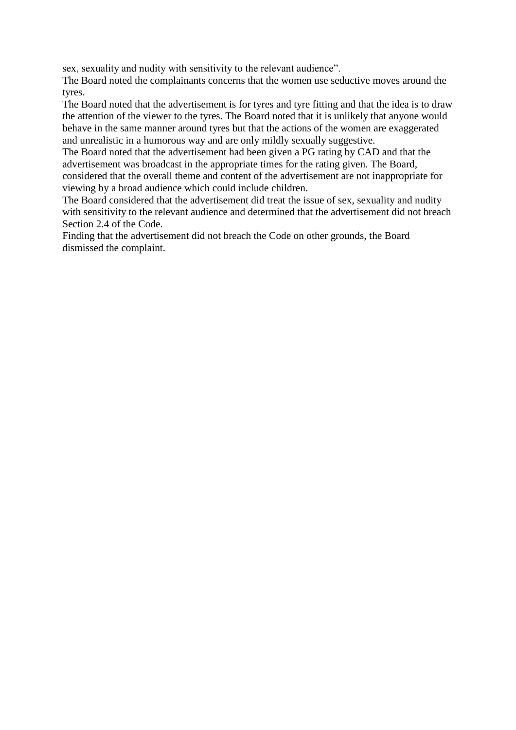sex, sexuality and nudity with sensitivity to the relevant audience".

The Board noted the complainants concerns that the women use seductive moves around the tyres.

The Board noted that the advertisement is for tyres and tyre fitting and that the idea is to draw the attention of the viewer to the tyres. The Board noted that it is unlikely that anyone would behave in the same manner around tyres but that the actions of the women are exaggerated and unrealistic in a humorous way and are only mildly sexually suggestive.

The Board noted that the advertisement had been given a PG rating by CAD and that the advertisement was broadcast in the appropriate times for the rating given. The Board, considered that the overall theme and content of the advertisement are not inappropriate for viewing by a broad audience which could include children.

The Board considered that the advertisement did treat the issue of sex, sexuality and nudity with sensitivity to the relevant audience and determined that the advertisement did not breach Section 2.4 of the Code.

Finding that the advertisement did not breach the Code on other grounds, the Board dismissed the complaint.